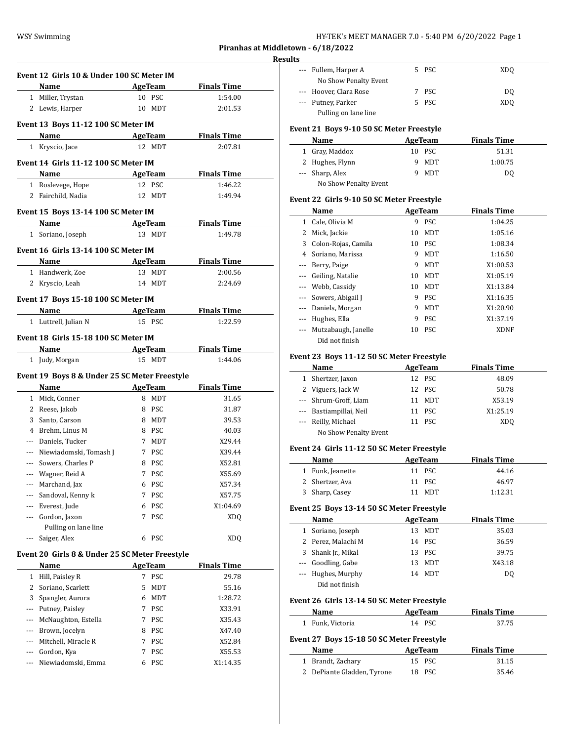## Piranhas at Middletown - 6/18/2022

### Results

**Event 12 Girls 10 & Under 100 SC Meter IM**

| | Name | Age | Team | Finals Time |
|---|---|---|---|---|
| 1 | Miller, Trystan | 10 | PSC | 1:54.00 |
| 2 | Lewis, Harper | 10 | MDT | 2:01.53 |

**Event 13 Boys 11-12 100 SC Meter IM**

| | Name | Age | Team | Finals Time |
|---|---|---|---|---|
| 1 | Kryscio, Jace | 12 | MDT | 2:07.81 |

**Event 14 Girls 11-12 100 SC Meter IM**

| | Name | Age | Team | Finals Time |
|---|---|---|---|---|
| 1 | Roslevege, Hope | 12 | PSC | 1:46.22 |
| 2 | Fairchild, Nadia | 12 | MDT | 1:49.94 |

**Event 15 Boys 13-14 100 SC Meter IM**

| | Name | Age | Team | Finals Time |
|---|---|---|---|---|
| 1 | Soriano, Joseph | 13 | MDT | 1:49.78 |

**Event 16 Girls 13-14 100 SC Meter IM**

| | Name | Age | Team | Finals Time |
|---|---|---|---|---|
| 1 | Handwerk, Zoe | 13 | MDT | 2:00.56 |
| 2 | Kryscio, Leah | 14 | MDT | 2:24.69 |

**Event 17 Boys 15-18 100 SC Meter IM**

| | Name | Age | Team | Finals Time |
|---|---|---|---|---|
| 1 | Luttrell, Julian N | 15 | PSC | 1:22.59 |

**Event 18 Girls 15-18 100 SC Meter IM**

| | Name | Age | Team | Finals Time |
|---|---|---|---|---|
| 1 | Judy, Morgan | 15 | MDT | 1:44.06 |

**Event 19 Boys 8 & Under 25 SC Meter Freestyle**

| | Name | Age | Team | Finals Time |
|---|---|---|---|---|
| 1 | Mick, Conner | 8 | MDT | 31.65 |
| 2 | Reese, Jakob | 8 | PSC | 31.87 |
| 3 | Santo, Carson | 8 | MDT | 39.53 |
| 4 | Brehm, Linus M | 8 | PSC | 40.03 |
| --- | Daniels, Tucker | 7 | MDT | X29.44 |
| --- | Niewiadomski, Tomash J | 7 | PSC | X39.44 |
| --- | Sowers, Charles P | 8 | PSC | X52.81 |
| --- | Wagner, Reid A | 7 | PSC | X55.69 |
| --- | Marchand, Jax | 6 | PSC | X57.34 |
| --- | Sandoval, Kenny k | 7 | PSC | X57.75 |
| --- | Everest, Jude | 6 | PSC | X1:04.69 |
| --- | Gordon, Jaxon | 7 | PSC | XDQ |
| | Pulling on lane line | | | |
| --- | Saiger, Alex | 6 | PSC | XDQ |

**Event 20 Girls 8 & Under 25 SC Meter Freestyle**

| | Name | Age | Team | Finals Time |
|---|---|---|---|---|
| 1 | Hill, Paisley R | 7 | PSC | 29.78 |
| 2 | Soriano, Scarlett | 5 | MDT | 55.16 |
| 3 | Spangler, Aurora | 6 | MDT | 1:28.72 |
| --- | Putney, Paisley | 7 | PSC | X33.91 |
| --- | McNaughton, Estella | 7 | PSC | X35.43 |
| --- | Brown, Jocelyn | 8 | PSC | X47.40 |
| --- | Mitchell, Miracle R | 7 | PSC | X52.84 |
| --- | Gordon, Kya | 7 | PSC | X55.53 |
| --- | Niewiadomski, Emma | 6 | PSC | X1:14.35 |
| --- | Fullem, Harper A | 5 | PSC | XDQ |
| | No Show Penalty Event | | | |
| --- | Hoover, Clara Rose | 7 | PSC | DQ |
| --- | Putney, Parker | 5 | PSC | XDQ |
| | Pulling on lane line | | | |

**Event 21 Boys 9-10 50 SC Meter Freestyle**

| | Name | Age | Team | Finals Time |
|---|---|---|---|---|
| 1 | Gray, Maddox | 10 | PSC | 51.31 |
| 2 | Hughes, Flynn | 9 | MDT | 1:00.75 |
| --- | Sharp, Alex | 9 | MDT | DQ |
| | No Show Penalty Event | | | |

**Event 22 Girls 9-10 50 SC Meter Freestyle**

| | Name | Age | Team | Finals Time |
|---|---|---|---|---|
| 1 | Cale, Olivia M | 9 | PSC | 1:04.25 |
| 2 | Mick, Jackie | 10 | MDT | 1:05.16 |
| 3 | Colon-Rojas, Camila | 10 | PSC | 1:08.34 |
| 4 | Soriano, Marissa | 9 | MDT | 1:16.50 |
| --- | Berry, Paige | 9 | MDT | X1:00.53 |
| --- | Geiling, Natalie | 10 | MDT | X1:05.19 |
| --- | Webb, Cassidy | 10 | MDT | X1:13.84 |
| --- | Sowers, Abigail J | 9 | PSC | X1:16.35 |
| --- | Daniels, Morgan | 9 | MDT | X1:20.90 |
| --- | Hughes, Ella | 9 | PSC | X1:37.19 |
| --- | Mutzabaugh, Janelle | 10 | PSC | XDNF |
| | Did not finish | | | |

**Event 23 Boys 11-12 50 SC Meter Freestyle**

| | Name | Age | Team | Finals Time |
|---|---|---|---|---|
| 1 | Shertzer, Jaxon | 12 | PSC | 48.09 |
| 2 | Viguers, Jack W | 12 | PSC | 50.78 |
| --- | Shrum-Groff, Liam | 11 | MDT | X53.19 |
| --- | Bastiampillai, Neil | 11 | PSC | X1:25.19 |
| --- | Reilly, Michael | 11 | PSC | XDQ |
| | No Show Penalty Event | | | |

**Event 24 Girls 11-12 50 SC Meter Freestyle**

| | Name | Age | Team | Finals Time |
|---|---|---|---|---|
| 1 | Funk, Jeanette | 11 | PSC | 44.16 |
| 2 | Shertzer, Ava | 11 | PSC | 46.97 |
| 3 | Sharp, Casey | 11 | MDT | 1:12.31 |

**Event 25 Boys 13-14 50 SC Meter Freestyle**

| | Name | Age | Team | Finals Time |
|---|---|---|---|---|
| 1 | Soriano, Joseph | 13 | MDT | 35.03 |
| 2 | Perez, Malachi M | 14 | PSC | 36.59 |
| 3 | Shank Jr., Mikal | 13 | PSC | 39.75 |
| --- | Goodling, Gabe | 13 | MDT | X43.18 |
| --- | Hughes, Murphy | 14 | MDT | DQ |
| | Did not finish | | | |

**Event 26 Girls 13-14 50 SC Meter Freestyle**

| | Name | Age | Team | Finals Time |
|---|---|---|---|---|
| 1 | Funk, Victoria | 14 | PSC | 37.75 |

**Event 27 Boys 15-18 50 SC Meter Freestyle**

| | Name | Age | Team | Finals Time |
|---|---|---|---|---|
| 1 | Brandt, Zachary | 15 | PSC | 31.15 |
| 2 | DePiante Gladden, Tyrone | 18 | PSC | 35.46 |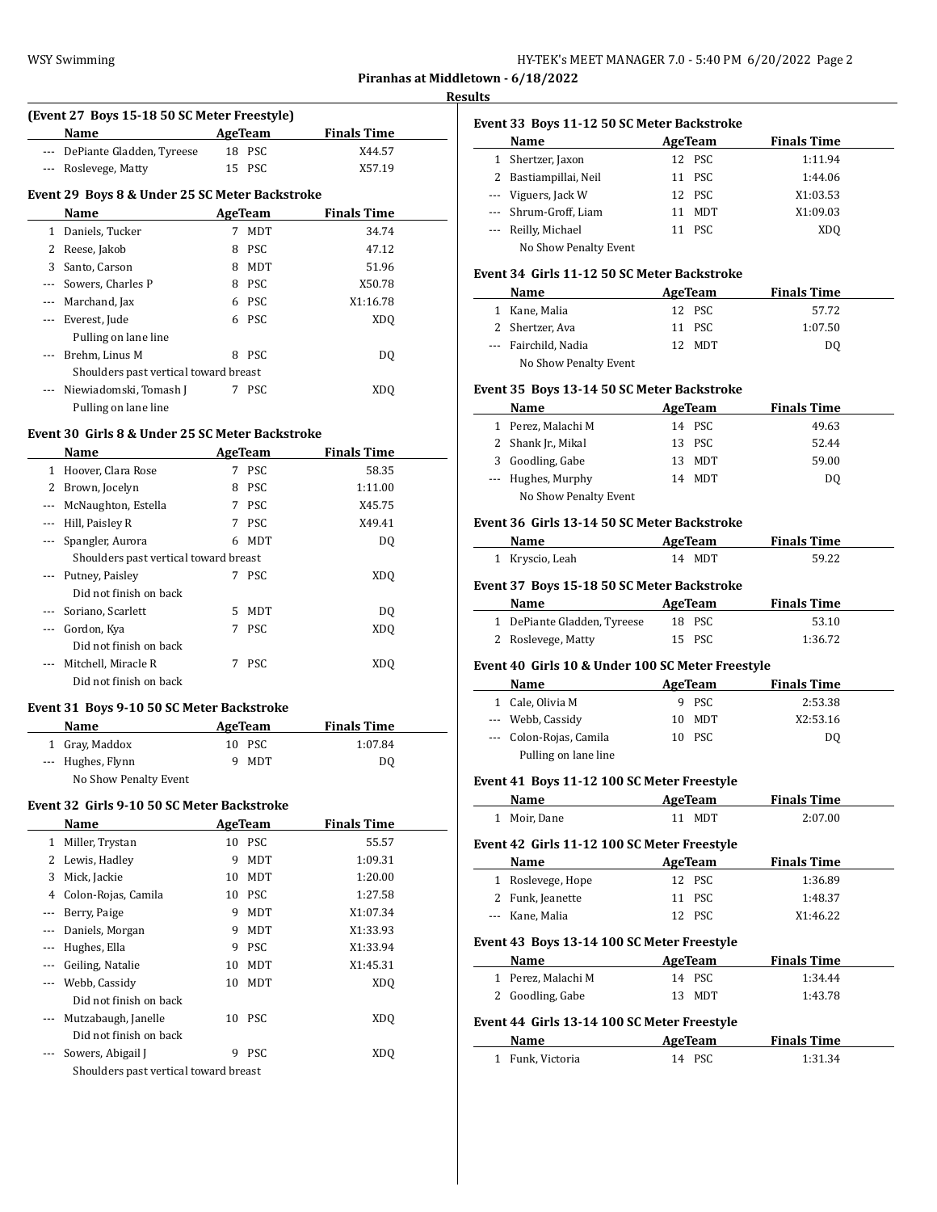Piranhas at Middletown - 6/18/2022

Results

### (Event 27 Boys 15-18 50 SC Meter Freestyle)

| | Name | Age | Team | Finals Time |
|---|---|---|---|---|
| --- | DePiante Gladden, Tyreese | 18 | PSC | X44.57 |
| --- | Roslevege, Matty | 15 | PSC | X57.19 |

### Event 29 Boys 8 & Under 25 SC Meter Backstroke

| | Name | Age | Team | Finals Time |
|---|---|---|---|---|
| 1 | Daniels, Tucker | 7 | MDT | 34.74 |
| 2 | Reese, Jakob | 8 | PSC | 47.12 |
| 3 | Santo, Carson | 8 | MDT | 51.96 |
| --- | Sowers, Charles P | 8 | PSC | X50.78 |
| --- | Marchand, Jax | 6 | PSC | X1:16.78 |
| --- | Everest, Jude | 6 | PSC | XDQ |
| | Pulling on lane line | | | |
| --- | Brehm, Linus M | 8 | PSC | DQ |
| | Shoulders past vertical toward breast | | | |
| --- | Niewiadomski, Tomash J | 7 | PSC | XDQ |
| | Pulling on lane line | | | |

### Event 30 Girls 8 & Under 25 SC Meter Backstroke

| | Name | Age | Team | Finals Time |
|---|---|---|---|---|
| 1 | Hoover, Clara Rose | 7 | PSC | 58.35 |
| 2 | Brown, Jocelyn | 8 | PSC | 1:11.00 |
| --- | McNaughton, Estella | 7 | PSC | X45.75 |
| --- | Hill, Paisley R | 7 | PSC | X49.41 |
| --- | Spangler, Aurora | 6 | MDT | DQ |
| | Shoulders past vertical toward breast | | | |
| --- | Putney, Paisley | 7 | PSC | XDQ |
| | Did not finish on back | | | |
| --- | Soriano, Scarlett | 5 | MDT | DQ |
| --- | Gordon, Kya | 7 | PSC | XDQ |
| | Did not finish on back | | | |
| --- | Mitchell, Miracle R | 7 | PSC | XDQ |
| | Did not finish on back | | | |

### Event 31 Boys 9-10 50 SC Meter Backstroke

| | Name | Age | Team | Finals Time |
|---|---|---|---|---|
| 1 | Gray, Maddox | 10 | PSC | 1:07.84 |
| --- | Hughes, Flynn | 9 | MDT | DQ |
| | No Show Penalty Event | | | |

### Event 32 Girls 9-10 50 SC Meter Backstroke

| | Name | Age | Team | Finals Time |
|---|---|---|---|---|
| 1 | Miller, Trystan | 10 | PSC | 55.57 |
| 2 | Lewis, Hadley | 9 | MDT | 1:09.31 |
| 3 | Mick, Jackie | 10 | MDT | 1:20.00 |
| 4 | Colon-Rojas, Camila | 10 | PSC | 1:27.58 |
| --- | Berry, Paige | 9 | MDT | X1:07.34 |
| --- | Daniels, Morgan | 9 | MDT | X1:33.93 |
| --- | Hughes, Ella | 9 | PSC | X1:33.94 |
| --- | Geiling, Natalie | 10 | MDT | X1:45.31 |
| --- | Webb, Cassidy | 10 | MDT | XDQ |
| | Did not finish on back | | | |
| --- | Mutzabaugh, Janelle | 10 | PSC | XDQ |
| | Did not finish on back | | | |
| --- | Sowers, Abigail J | 9 | PSC | XDQ |
| | Shoulders past vertical toward breast | | | |

### Event 33 Boys 11-12 50 SC Meter Backstroke

| | Name | Age | Team | Finals Time |
|---|---|---|---|---|
| 1 | Shertzer, Jaxon | 12 | PSC | 1:11.94 |
| 2 | Bastiampillai, Neil | 11 | PSC | 1:44.06 |
| --- | Viguers, Jack W | 12 | PSC | X1:03.53 |
| --- | Shrum-Groff, Liam | 11 | MDT | X1:09.03 |
| --- | Reilly, Michael | 11 | PSC | XDQ |
| | No Show Penalty Event | | | |

### Event 34 Girls 11-12 50 SC Meter Backstroke

| | Name | Age | Team | Finals Time |
|---|---|---|---|---|
| 1 | Kane, Malia | 12 | PSC | 57.72 |
| 2 | Shertzer, Ava | 11 | PSC | 1:07.50 |
| --- | Fairchild, Nadia | 12 | MDT | DQ |
| | No Show Penalty Event | | | |

### Event 35 Boys 13-14 50 SC Meter Backstroke

| | Name | Age | Team | Finals Time |
|---|---|---|---|---|
| 1 | Perez, Malachi M | 14 | PSC | 49.63 |
| 2 | Shank Jr., Mikal | 13 | PSC | 52.44 |
| 3 | Goodling, Gabe | 13 | MDT | 59.00 |
| --- | Hughes, Murphy | 14 | MDT | DQ |
| | No Show Penalty Event | | | |

### Event 36 Girls 13-14 50 SC Meter Backstroke

| | Name | Age | Team | Finals Time |
|---|---|---|---|---|
| 1 | Kryscio, Leah | 14 | MDT | 59.22 |

### Event 37 Boys 15-18 50 SC Meter Backstroke

| | Name | Age | Team | Finals Time |
|---|---|---|---|---|
| 1 | DePiante Gladden, Tyreese | 18 | PSC | 53.10 |
| 2 | Roslevege, Matty | 15 | PSC | 1:36.72 |

### Event 40 Girls 10 & Under 100 SC Meter Freestyle

| | Name | Age | Team | Finals Time |
|---|---|---|---|---|
| 1 | Cale, Olivia M | 9 | PSC | 2:53.38 |
| --- | Webb, Cassidy | 10 | MDT | X2:53.16 |
| --- | Colon-Rojas, Camila | 10 | PSC | DQ |
| | Pulling on lane line | | | |

### Event 41 Boys 11-12 100 SC Meter Freestyle

| | Name | Age | Team | Finals Time |
|---|---|---|---|---|
| 1 | Moir, Dane | 11 | MDT | 2:07.00 |

### Event 42 Girls 11-12 100 SC Meter Freestyle

| | Name | Age | Team | Finals Time |
|---|---|---|---|---|
| 1 | Roslevege, Hope | 12 | PSC | 1:36.89 |
| 2 | Funk, Jeanette | 11 | PSC | 1:48.37 |
| --- | Kane, Malia | 12 | PSC | X1:46.22 |

### Event 43 Boys 13-14 100 SC Meter Freestyle

| | Name | Age | Team | Finals Time |
|---|---|---|---|---|
| 1 | Perez, Malachi M | 14 | PSC | 1:34.44 |
| 2 | Goodling, Gabe | 13 | MDT | 1:43.78 |

### Event 44 Girls 13-14 100 SC Meter Freestyle

| | Name | Age | Team | Finals Time |
|---|---|---|---|---|
| 1 | Funk, Victoria | 14 | PSC | 1:31.34 |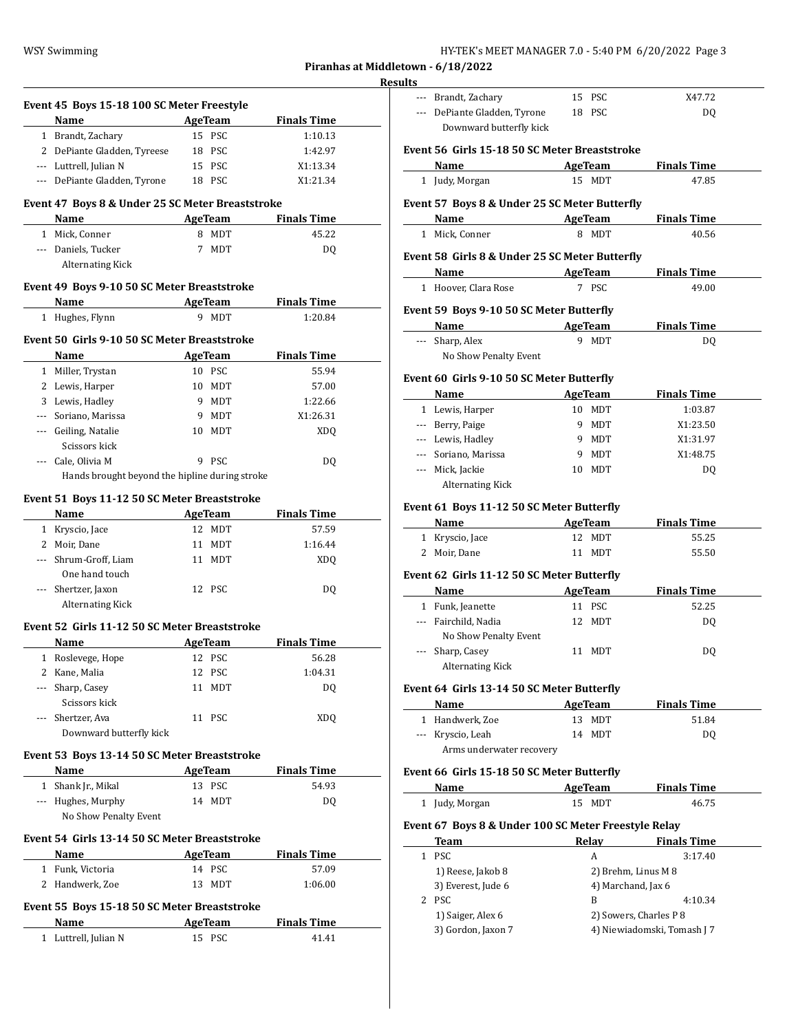## Piranhas at Middletown - 6/18/2022

### Results

#### Event 45 Boys 15-18 100 SC Meter Freestyle

| | Name | Age | Team | Finals Time |
|---|---|---|---|---|
| 1 | Brandt, Zachary | 15 | PSC | 1:10.13 |
| 2 | DePiante Gladden, Tyreese | 18 | PSC | 1:42.97 |
| --- | Luttrell, Julian N | 15 | PSC | X1:13.34 |
| --- | DePiante Gladden, Tyrone | 18 | PSC | X1:21.34 |

#### Event 47 Boys 8 & Under 25 SC Meter Breaststroke

| | Name | Age | Team | Finals Time |
|---|---|---|---|---|
| 1 | Mick, Conner | 8 | MDT | 45.22 |
| --- | Daniels, Tucker | 7 | MDT | DQ |
| | Alternating Kick | | | |

#### Event 49 Boys 9-10 50 SC Meter Breaststroke

| | Name | Age | Team | Finals Time |
|---|---|---|---|---|
| 1 | Hughes, Flynn | 9 | MDT | 1:20.84 |

#### Event 50 Girls 9-10 50 SC Meter Breaststroke

| | Name | Age | Team | Finals Time |
|---|---|---|---|---|
| 1 | Miller, Trystan | 10 | PSC | 55.94 |
| 2 | Lewis, Harper | 10 | MDT | 57.00 |
| 3 | Lewis, Hadley | 9 | MDT | 1:22.66 |
| --- | Soriano, Marissa | 9 | MDT | X1:26.31 |
| --- | Geiling, Natalie | 10 | MDT | XDQ |
| | Scissors kick | | | |
| --- | Cale, Olivia M | 9 | PSC | DQ |
| | Hands brought beyond the hipline during stroke | | | |

#### Event 51 Boys 11-12 50 SC Meter Breaststroke

| | Name | Age | Team | Finals Time |
|---|---|---|---|---|
| 1 | Kryscio, Jace | 12 | MDT | 57.59 |
| 2 | Moir, Dane | 11 | MDT | 1:16.44 |
| --- | Shrum-Groff, Liam | 11 | MDT | XDQ |
| | One hand touch | | | |
| --- | Shertzer, Jaxon | 12 | PSC | DQ |
| | Alternating Kick | | | |

#### Event 52 Girls 11-12 50 SC Meter Breaststroke

| | Name | Age | Team | Finals Time |
|---|---|---|---|---|
| 1 | Roslevege, Hope | 12 | PSC | 56.28 |
| 2 | Kane, Malia | 12 | PSC | 1:04.31 |
| --- | Sharp, Casey | 11 | MDT | DQ |
| | Scissors kick | | | |
| --- | Shertzer, Ava | 11 | PSC | XDQ |
| | Downward butterfly kick | | | |

#### Event 53 Boys 13-14 50 SC Meter Breaststroke

| | Name | Age | Team | Finals Time |
|---|---|---|---|---|
| 1 | Shank Jr., Mikal | 13 | PSC | 54.93 |
| --- | Hughes, Murphy | 14 | MDT | DQ |
| | No Show Penalty Event | | | |

#### Event 54 Girls 13-14 50 SC Meter Breaststroke

| | Name | Age | Team | Finals Time |
|---|---|---|---|---|
| 1 | Funk, Victoria | 14 | PSC | 57.09 |
| 2 | Handwerk, Zoe | 13 | MDT | 1:06.00 |

#### Event 55 Boys 15-18 50 SC Meter Breaststroke

| | Name | Age | Team | Finals Time |
|---|---|---|---|---|
| 1 | Luttrell, Julian N | 15 | PSC | 41.41 |
| --- | Brandt, Zachary | 15 | PSC | X47.72 |
| --- | DePiante Gladden, Tyrone | 18 | PSC | DQ |
| | Downward butterfly kick | | | |

#### Event 56 Girls 15-18 50 SC Meter Breaststroke

| | Name | Age | Team | Finals Time |
|---|---|---|---|---|
| 1 | Judy, Morgan | 15 | MDT | 47.85 |

#### Event 57 Boys 8 & Under 25 SC Meter Butterfly

| | Name | Age | Team | Finals Time |
|---|---|---|---|---|
| 1 | Mick, Conner | 8 | MDT | 40.56 |

#### Event 58 Girls 8 & Under 25 SC Meter Butterfly

| | Name | Age | Team | Finals Time |
|---|---|---|---|---|
| 1 | Hoover, Clara Rose | 7 | PSC | 49.00 |

#### Event 59 Boys 9-10 50 SC Meter Butterfly

| | Name | Age | Team | Finals Time |
|---|---|---|---|---|
| --- | Sharp, Alex | 9 | MDT | DQ |
| | No Show Penalty Event | | | |

#### Event 60 Girls 9-10 50 SC Meter Butterfly

| | Name | Age | Team | Finals Time |
|---|---|---|---|---|
| 1 | Lewis, Harper | 10 | MDT | 1:03.87 |
| --- | Berry, Paige | 9 | MDT | X1:23.50 |
| --- | Lewis, Hadley | 9 | MDT | X1:31.97 |
| --- | Soriano, Marissa | 9 | MDT | X1:48.75 |
| --- | Mick, Jackie | 10 | MDT | DQ |
| | Alternating Kick | | | |

#### Event 61 Boys 11-12 50 SC Meter Butterfly

| | Name | Age | Team | Finals Time |
|---|---|---|---|---|
| 1 | Kryscio, Jace | 12 | MDT | 55.25 |
| 2 | Moir, Dane | 11 | MDT | 55.50 |

#### Event 62 Girls 11-12 50 SC Meter Butterfly

| | Name | Age | Team | Finals Time |
|---|---|---|---|---|
| 1 | Funk, Jeanette | 11 | PSC | 52.25 |
| --- | Fairchild, Nadia | 12 | MDT | DQ |
| | No Show Penalty Event | | | |
| --- | Sharp, Casey | 11 | MDT | DQ |
| | Alternating Kick | | | |

#### Event 64 Girls 13-14 50 SC Meter Butterfly

| | Name | Age | Team | Finals Time |
|---|---|---|---|---|
| 1 | Handwerk, Zoe | 13 | MDT | 51.84 |
| --- | Kryscio, Leah | 14 | MDT | DQ |
| | Arms underwater recovery | | | |

#### Event 66 Girls 15-18 50 SC Meter Butterfly

| | Name | Age | Team | Finals Time |
|---|---|---|---|---|
| 1 | Judy, Morgan | 15 | MDT | 46.75 |

#### Event 67 Boys 8 & Under 100 SC Meter Freestyle Relay

| | Team | Relay | Finals Time |
|---|---|---|---|
| 1 | PSC | A | 3:17.40 |
| | 1) Reese, Jakob 8 | 2) Brehm, Linus M 8 | |
| | 3) Everest, Jude 6 | 4) Marchand, Jax 6 | |
| 2 | PSC | B | 4:10.34 |
| | 1) Saiger, Alex 6 | 2) Sowers, Charles P 8 | |
| | 3) Gordon, Jaxon 7 | 4) Niewiadomski, Tomash J 7 | |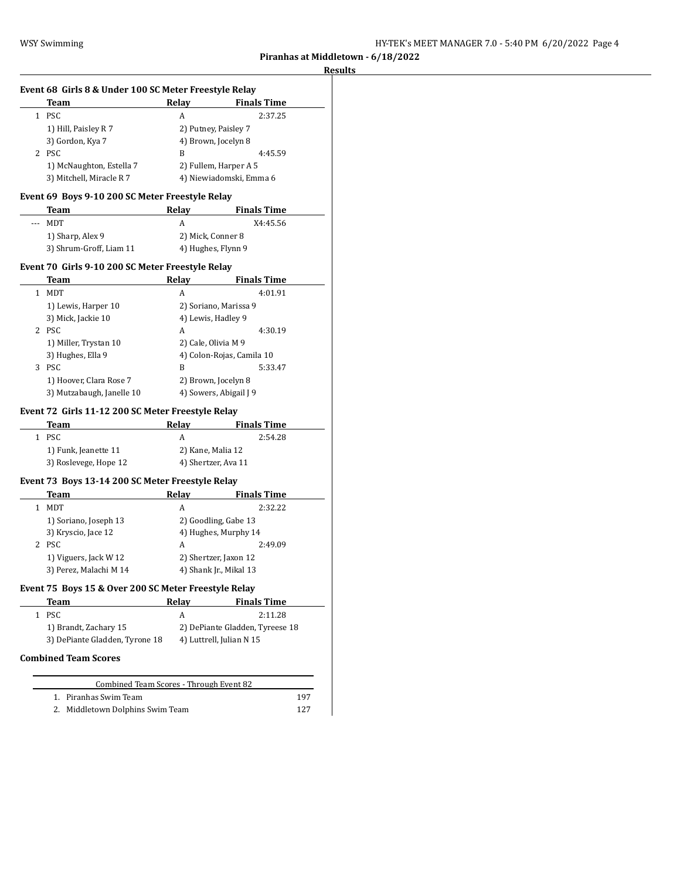**Piranhas at Middletown - 6/18/2022**

**Results**

### Event 68 Girls 8 & Under 100 SC Meter Freestyle Relay

| | Team | Relay | Finals Time |
|---|---|---|---|
| 1 | PSC | A | 2:37.25 |
| | 1) Hill, Paisley R 7 | 2) Putney, Paisley 7 | |
| | 3) Gordon, Kya 7 | 4) Brown, Jocelyn 8 | |
| 2 | PSC | B | 4:45.59 |
| | 1) McNaughton, Estella 7 | 2) Fullem, Harper A 5 | |
| | 3) Mitchell, Miracle R 7 | 4) Niewiadomski, Emma 6 | |

### Event 69 Boys 9-10 200 SC Meter Freestyle Relay

| | Team | Relay | Finals Time |
|---|---|---|---|
| --- | MDT | A | X4:45.56 |
| | 1) Sharp, Alex 9 | 2) Mick, Conner 8 | |
| | 3) Shrum-Groff, Liam 11 | 4) Hughes, Flynn 9 | |

### Event 70 Girls 9-10 200 SC Meter Freestyle Relay

| | Team | Relay | Finals Time |
|---|---|---|---|
| 1 | MDT | A | 4:01.91 |
| | 1) Lewis, Harper 10 | 2) Soriano, Marissa 9 | |
| | 3) Mick, Jackie 10 | 4) Lewis, Hadley 9 | |
| 2 | PSC | A | 4:30.19 |
| | 1) Miller, Trystan 10 | 2) Cale, Olivia M 9 | |
| | 3) Hughes, Ella 9 | 4) Colon-Rojas, Camila 10 | |
| 3 | PSC | B | 5:33.47 |
| | 1) Hoover, Clara Rose 7 | 2) Brown, Jocelyn 8 | |
| | 3) Mutzabaugh, Janelle 10 | 4) Sowers, Abigail J 9 | |

### Event 72 Girls 11-12 200 SC Meter Freestyle Relay

| | Team | Relay | Finals Time |
|---|---|---|---|
| 1 | PSC | A | 2:54.28 |
| | 1) Funk, Jeanette 11 | 2) Kane, Malia 12 | |
| | 3) Roslevege, Hope 12 | 4) Shertzer, Ava 11 | |

### Event 73 Boys 13-14 200 SC Meter Freestyle Relay

| | Team | Relay | Finals Time |
|---|---|---|---|
| 1 | MDT | A | 2:32.22 |
| | 1) Soriano, Joseph 13 | 2) Goodling, Gabe 13 | |
| | 3) Kryscio, Jace 12 | 4) Hughes, Murphy 14 | |
| 2 | PSC | A | 2:49.09 |
| | 1) Viguers, Jack W 12 | 2) Shertzer, Jaxon 12 | |
| | 3) Perez, Malachi M 14 | 4) Shank Jr., Mikal 13 | |

### Event 75 Boys 15 & Over 200 SC Meter Freestyle Relay

| | Team | Relay | Finals Time |
|---|---|---|---|
| 1 | PSC | A | 2:11.28 |
| | 1) Brandt, Zachary 15 | 2) DePiante Gladden, Tyreese 18 | |
| | 3) DePiante Gladden, Tyrone 18 | 4) Luttrell, Julian N 15 | |

### Combined Team Scores

| Combined Team Scores - Through Event 82 | | |
|---|---|---|
| 1. | Piranhas Swim Team | 197 |
| 2. | Middletown Dolphins Swim Team | 127 |